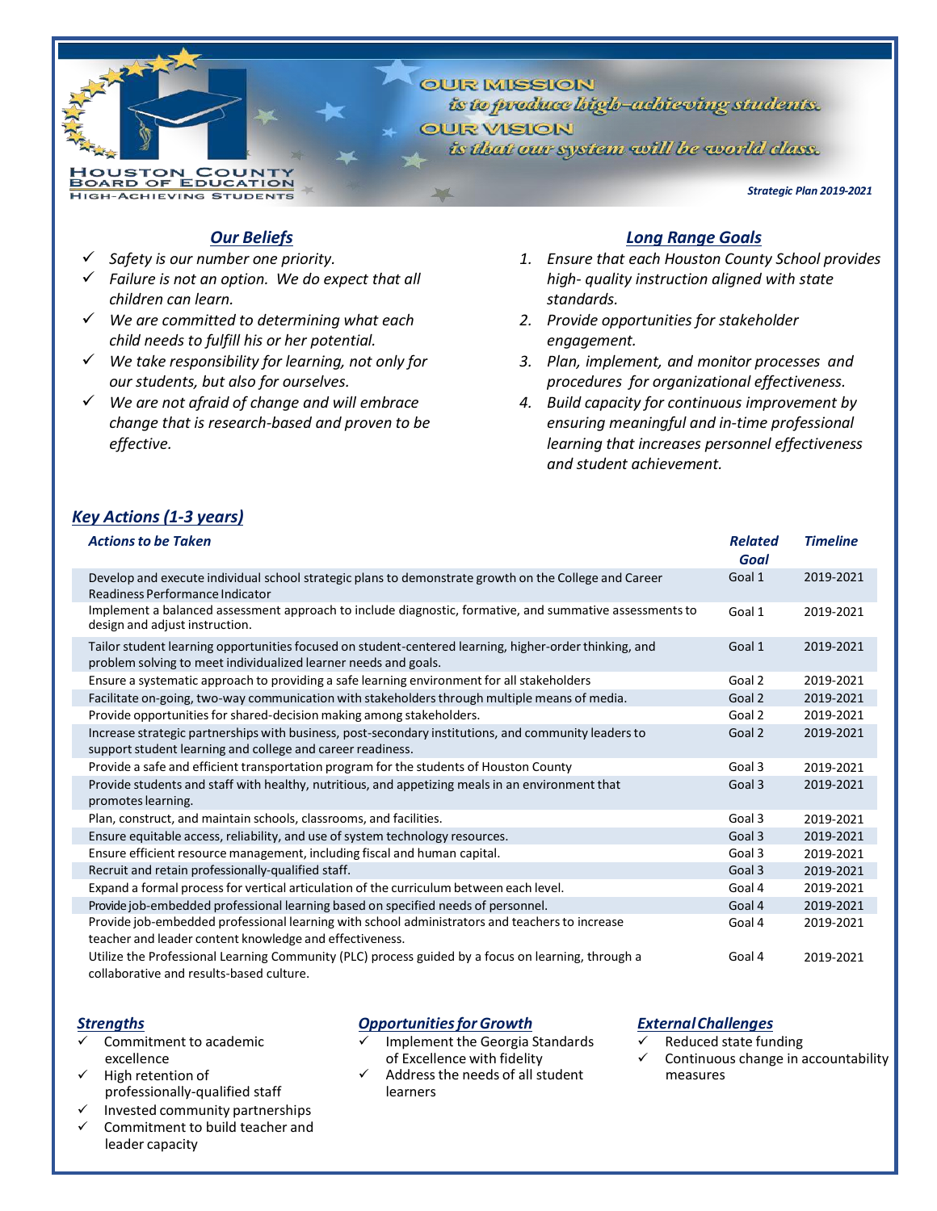**Houston County Board of Education**
**High-Achieving Students**

**OUR MISSION** *is to produce high-achieving students.*

**OUR VISION** *is that our system will be world class.*

***Strategic Plan 2019-2021***

## *Our Beliefs*

- ✓ *Safety is our number one priority.*
- ✓ *Failure is not an option. We do expect that all children can learn.*
- ✓ *We are committed to determining what each child needs to fulfill his or her potential.*
- ✓ *We take responsibility for learning, not only for our students, but also for ourselves.*
- ✓ *We are not afraid of change and will embrace change that is research-based and proven to be effective.*

## *Long Range Goals*

1. *Ensure that each Houston County School provides high- quality instruction aligned with state standards.*
2. *Provide opportunities for stakeholder engagement.*
3. *Plan, implement, and monitor processes and procedures for organizational effectiveness.*
4. *Build capacity for continuous improvement by ensuring meaningful and in-time professional learning that increases personnel effectiveness and student achievement.*

## *Key Actions (1-3 years)*

| *Actions to be Taken* | *Related Goal* | *Timeline* |
|---|---|---|
| Develop and execute individual school strategic plans to demonstrate growth on the College and Career Readiness Performance Indicator | Goal 1 | 2019-2021 |
| Implement a balanced assessment approach to include diagnostic, formative, and summative assessments to design and adjust instruction. | Goal 1 | 2019-2021 |
| Tailor student learning opportunities focused on student-centered learning, higher-order thinking, and problem solving to meet individualized learner needs and goals. | Goal 1 | 2019-2021 |
| Ensure a systematic approach to providing a safe learning environment for all stakeholders | Goal 2 | 2019-2021 |
| Facilitate on-going, two-way communication with stakeholders through multiple means of media. | Goal 2 | 2019-2021 |
| Provide opportunities for shared-decision making among stakeholders. | Goal 2 | 2019-2021 |
| Increase strategic partnerships with business, post-secondary institutions, and community leaders to support student learning and college and career readiness. | Goal 2 | 2019-2021 |
| Provide a safe and efficient transportation program for the students of Houston County | Goal 3 | 2019-2021 |
| Provide students and staff with healthy, nutritious, and appetizing meals in an environment that promotes learning. | Goal 3 | 2019-2021 |
| Plan, construct, and maintain schools, classrooms, and facilities. | Goal 3 | 2019-2021 |
| Ensure equitable access, reliability, and use of system technology resources. | Goal 3 | 2019-2021 |
| Ensure efficient resource management, including fiscal and human capital. | Goal 3 | 2019-2021 |
| Recruit and retain professionally-qualified staff. | Goal 3 | 2019-2021 |
| Expand a formal process for vertical articulation of the curriculum between each level. | Goal 4 | 2019-2021 |
| Provide job-embedded professional learning based on specified needs of personnel. | Goal 4 | 2019-2021 |
| Provide job-embedded professional learning with school administrators and teachers to increase teacher and leader content knowledge and effectiveness. | Goal 4 | 2019-2021 |
| Utilize the Professional Learning Community (PLC) process guided by a focus on learning, through a collaborative and results-based culture. | Goal 4 | 2019-2021 |

### *Strengths*

- ✓ Commitment to academic excellence
- ✓ High retention of professionally-qualified staff
- ✓ Invested community partnerships
- ✓ Commitment to build teacher and leader capacity

### *Opportunities for Growth*

- ✓ Implement the Georgia Standards of Excellence with fidelity
- ✓ Address the needs of all student learners

### *External Challenges*

- ✓ Reduced state funding
- ✓ Continuous change in accountability measures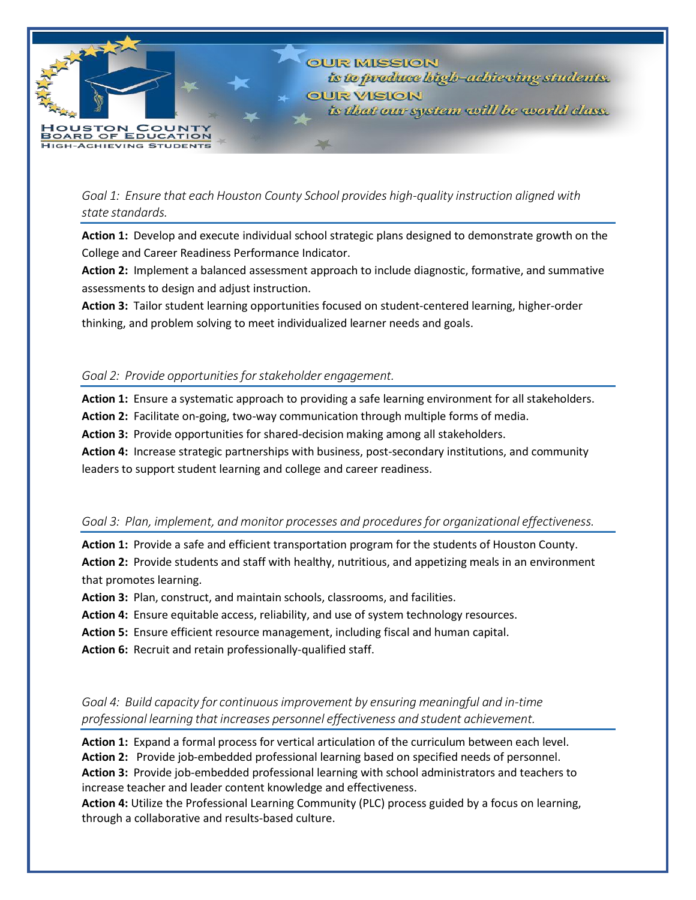HOUSTON COUNTY BOARD OF EDUCATION
HIGH-ACHIEVING STUDENTS

OUR MISSION
*is to produce high-achieving students.*
OUR VISION
*is that our system will be world class.*

*Goal 1: Ensure that each Houston County School provides high-quality instruction aligned with state standards.*

**Action 1:** Develop and execute individual school strategic plans designed to demonstrate growth on the College and Career Readiness Performance Indicator.
**Action 2:** Implement a balanced assessment approach to include diagnostic, formative, and summative assessments to design and adjust instruction.
**Action 3:** Tailor student learning opportunities focused on student-centered learning, higher-order thinking, and problem solving to meet individualized learner needs and goals.

*Goal 2: Provide opportunities for stakeholder engagement.*

**Action 1:** Ensure a systematic approach to providing a safe learning environment for all stakeholders.
**Action 2:** Facilitate on-going, two-way communication through multiple forms of media.
**Action 3:** Provide opportunities for shared-decision making among all stakeholders.
**Action 4:** Increase strategic partnerships with business, post-secondary institutions, and community leaders to support student learning and college and career readiness.

*Goal 3: Plan, implement, and monitor processes and procedures for organizational effectiveness.*

**Action 1:** Provide a safe and efficient transportation program for the students of Houston County.
**Action 2:** Provide students and staff with healthy, nutritious, and appetizing meals in an environment that promotes learning.
**Action 3:** Plan, construct, and maintain schools, classrooms, and facilities.
**Action 4:** Ensure equitable access, reliability, and use of system technology resources.
**Action 5:** Ensure efficient resource management, including fiscal and human capital.
**Action 6:** Recruit and retain professionally-qualified staff.

*Goal 4: Build capacity for continuous improvement by ensuring meaningful and in-time professional learning that increases personnel effectiveness and student achievement.*

**Action 1:** Expand a formal process for vertical articulation of the curriculum between each level.
**Action 2:** Provide job-embedded professional learning based on specified needs of personnel.
**Action 3:** Provide job-embedded professional learning with school administrators and teachers to increase teacher and leader content knowledge and effectiveness.
**Action 4:** Utilize the Professional Learning Community (PLC) process guided by a focus on learning, through a collaborative and results-based culture.